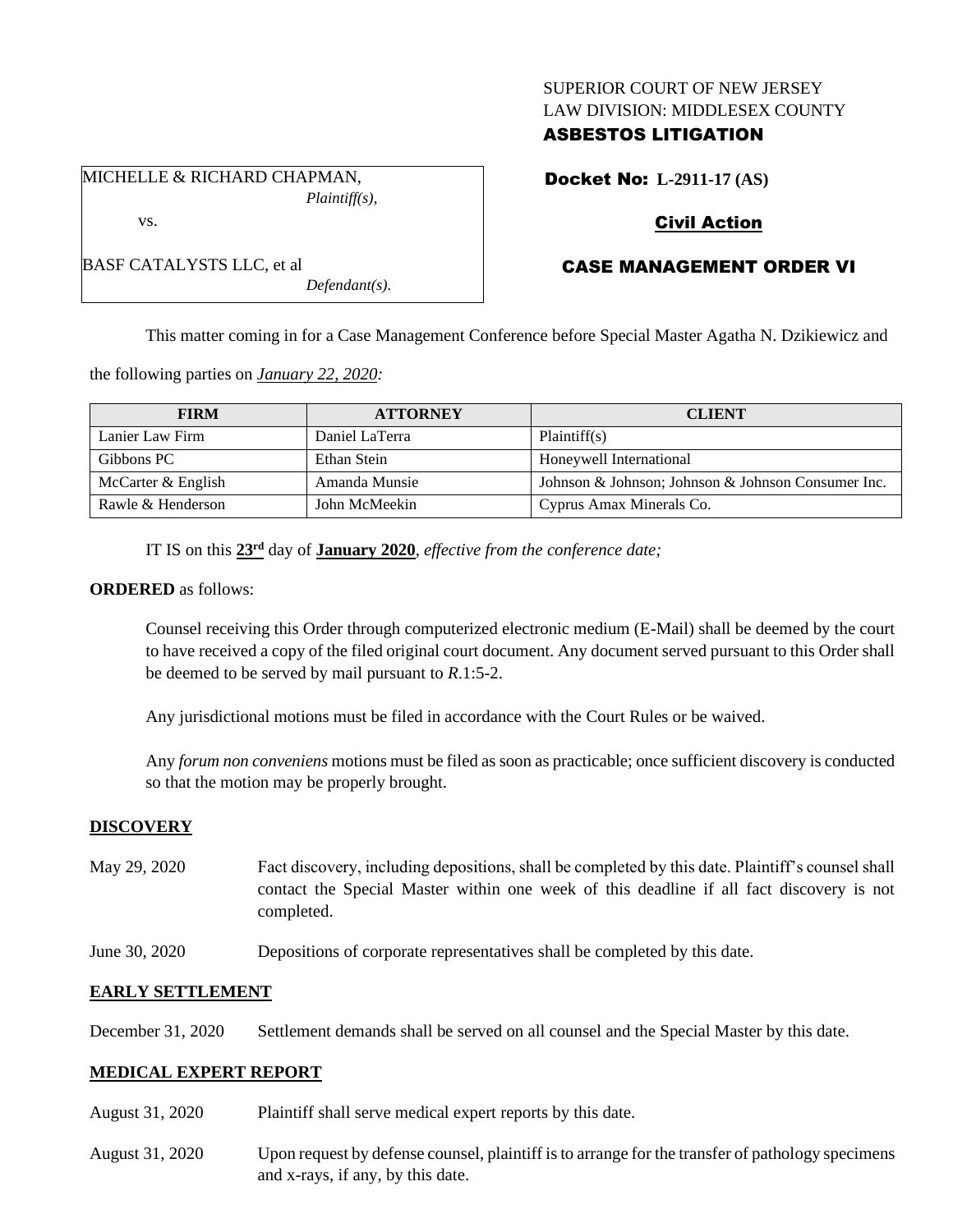SUPERIOR COURT OF NEW JERSEY
LAW DIVISION: MIDDLESEX COUNTY
**ASBESTOS LITIGATION**

MICHELLE & RICHARD CHAPMAN,
*Plaintiff(s),*

vs.

BASF CATALYSTS LLC, et al
*Defendant(s).*

**Docket No: L-2911-17 (AS)**

**Civil Action**

**CASE MANAGEMENT ORDER VI**

This matter coming in for a Case Management Conference before Special Master Agatha N. Dzikiewicz and the following parties on *January 22, 2020:*

| FIRM | ATTORNEY | CLIENT |
|---|---|---|
| Lanier Law Firm | Daniel LaTerra | Plaintiff(s) |
| Gibbons PC | Ethan Stein | Honeywell International |
| McCarter & English | Amanda Munsie | Johnson & Johnson; Johnson & Johnson Consumer Inc. |
| Rawle & Henderson | John McMeekin | Cyprus Amax Minerals Co. |

IT IS on this **23rd** day of **January 2020**, *effective from the conference date;*

**ORDERED** as follows:

Counsel receiving this Order through computerized electronic medium (E-Mail) shall be deemed by the court to have received a copy of the filed original court document. Any document served pursuant to this Order shall be deemed to be served by mail pursuant to *R*.1:5-2.

Any jurisdictional motions must be filed in accordance with the Court Rules or be waived.

Any *forum non conveniens* motions must be filed as soon as practicable; once sufficient discovery is conducted so that the motion may be properly brought.

**DISCOVERY**

May 29, 2020 Fact discovery, including depositions, shall be completed by this date. Plaintiff's counsel shall contact the Special Master within one week of this deadline if all fact discovery is not completed.

June 30, 2020 Depositions of corporate representatives shall be completed by this date.

**EARLY SETTLEMENT**

December 31, 2020 Settlement demands shall be served on all counsel and the Special Master by this date.

**MEDICAL EXPERT REPORT**

August 31, 2020 Plaintiff shall serve medical expert reports by this date.

August 31, 2020 Upon request by defense counsel, plaintiff is to arrange for the transfer of pathology specimens and x-rays, if any, by this date.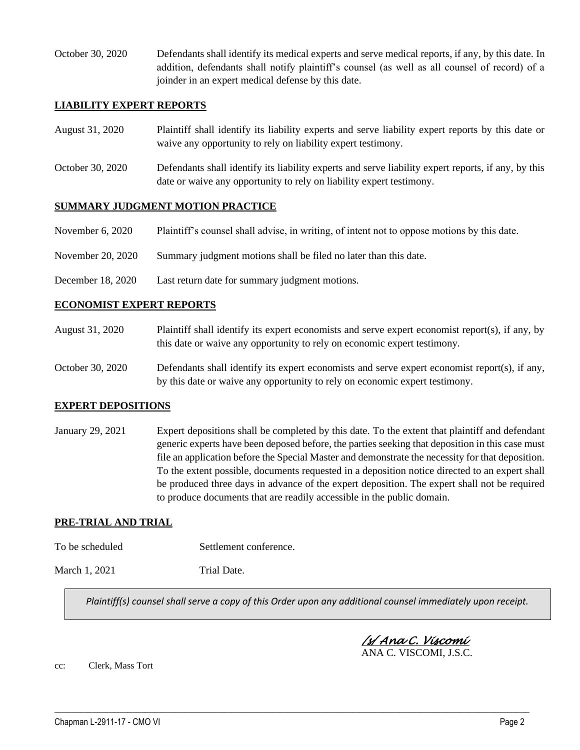| | |
|---|---|
| October 30, 2020 | Defendants shall identify its medical experts and serve medical reports, if any, by this date. In addition, defendants shall notify plaintiff's counsel (as well as all counsel of record) of a joinder in an expert medical defense by this date. |

## LIABILITY EXPERT REPORTS

| | |
|---|---|
| August 31, 2020 | Plaintiff shall identify its liability experts and serve liability expert reports by this date or waive any opportunity to rely on liability expert testimony. |
| October 30, 2020 | Defendants shall identify its liability experts and serve liability expert reports, if any, by this date or waive any opportunity to rely on liability expert testimony. |

## SUMMARY JUDGMENT MOTION PRACTICE

| | |
|---|---|
| November 6, 2020 | Plaintiff's counsel shall advise, in writing, of intent not to oppose motions by this date. |
| November 20, 2020 | Summary judgment motions shall be filed no later than this date. |
| December 18, 2020 | Last return date for summary judgment motions. |

## ECONOMIST EXPERT REPORTS

| | |
|---|---|
| August 31, 2020 | Plaintiff shall identify its expert economists and serve expert economist report(s), if any, by this date or waive any opportunity to rely on economic expert testimony. |
| October 30, 2020 | Defendants shall identify its expert economists and serve expert economist report(s), if any, by this date or waive any opportunity to rely on economic expert testimony. |

## EXPERT DEPOSITIONS

| | |
|---|---|
| January 29, 2021 | Expert depositions shall be completed by this date. To the extent that plaintiff and defendant generic experts have been deposed before, the parties seeking that deposition in this case must file an application before the Special Master and demonstrate the necessity for that deposition. To the extent possible, documents requested in a deposition notice directed to an expert shall be produced three days in advance of the expert deposition. The expert shall not be required to produce documents that are readily accessible in the public domain. |

## PRE-TRIAL AND TRIAL

| | |
|---|---|
| To be scheduled | Settlement conference. |
| March 1, 2021 | Trial Date. |

*Plaintiff(s) counsel shall serve a copy of this Order upon any additional counsel immediately upon receipt.*

/s/ Ana C. Viscomi
ANA C. VISCOMI, J.S.C.

cc: Clerk, Mass Tort

Chapman L-2911-17 - CMO VI